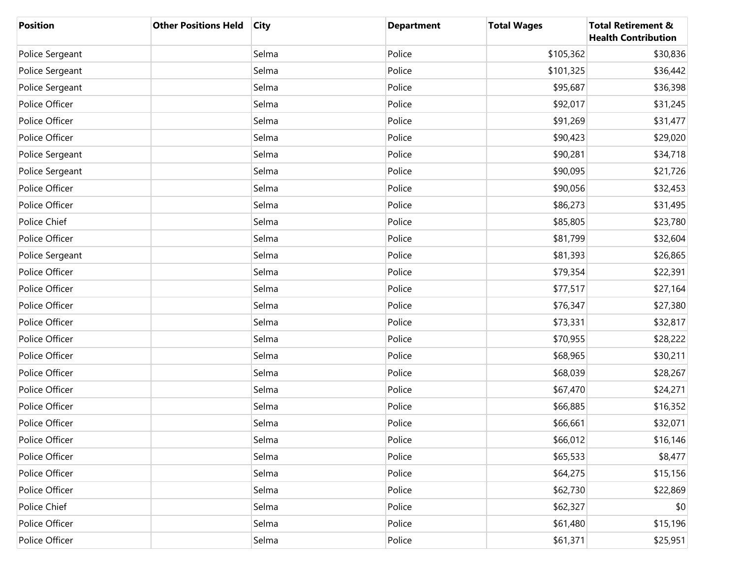| Position | Other Positions Held | City | Department | Total Wages | Total Retirement & Health Contribution |
|---|---|---|---|---|---|
| Police Sergeant | | Selma | Police | $105,362 | $30,836 |
| Police Sergeant | | Selma | Police | $101,325 | $36,442 |
| Police Sergeant | | Selma | Police | $95,687 | $36,398 |
| Police Officer | | Selma | Police | $92,017 | $31,245 |
| Police Officer | | Selma | Police | $91,269 | $31,477 |
| Police Officer | | Selma | Police | $90,423 | $29,020 |
| Police Sergeant | | Selma | Police | $90,281 | $34,718 |
| Police Sergeant | | Selma | Police | $90,095 | $21,726 |
| Police Officer | | Selma | Police | $90,056 | $32,453 |
| Police Officer | | Selma | Police | $86,273 | $31,495 |
| Police Chief | | Selma | Police | $85,805 | $23,780 |
| Police Officer | | Selma | Police | $81,799 | $32,604 |
| Police Sergeant | | Selma | Police | $81,393 | $26,865 |
| Police Officer | | Selma | Police | $79,354 | $22,391 |
| Police Officer | | Selma | Police | $77,517 | $27,164 |
| Police Officer | | Selma | Police | $76,347 | $27,380 |
| Police Officer | | Selma | Police | $73,331 | $32,817 |
| Police Officer | | Selma | Police | $70,955 | $28,222 |
| Police Officer | | Selma | Police | $68,965 | $30,211 |
| Police Officer | | Selma | Police | $68,039 | $28,267 |
| Police Officer | | Selma | Police | $67,470 | $24,271 |
| Police Officer | | Selma | Police | $66,885 | $16,352 |
| Police Officer | | Selma | Police | $66,661 | $32,071 |
| Police Officer | | Selma | Police | $66,012 | $16,146 |
| Police Officer | | Selma | Police | $65,533 | $8,477 |
| Police Officer | | Selma | Police | $64,275 | $15,156 |
| Police Officer | | Selma | Police | $62,730 | $22,869 |
| Police Chief | | Selma | Police | $62,327 | $0 |
| Police Officer | | Selma | Police | $61,480 | $15,196 |
| Police Officer | | Selma | Police | $61,371 | $25,951 |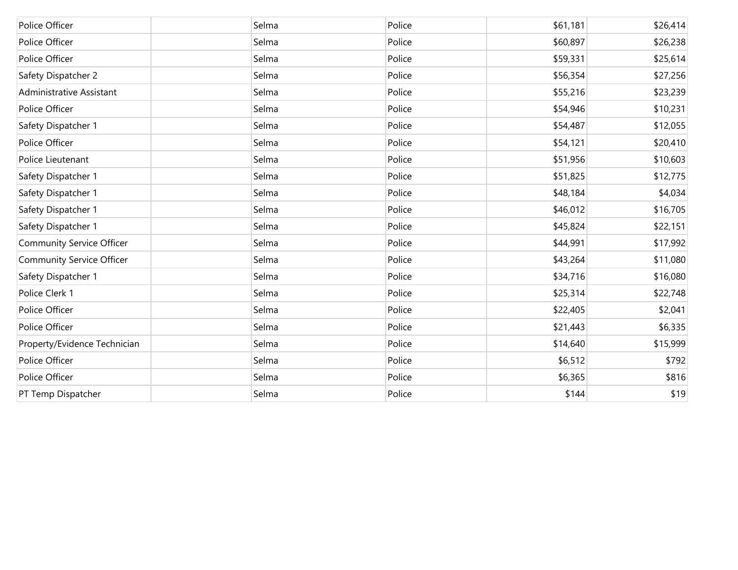| | | | | | |
|---|---|---|---|---|---|
| Police Officer | | Selma | Police | $61,181 | $26,414 |
| Police Officer | | Selma | Police | $60,897 | $26,238 |
| Police Officer | | Selma | Police | $59,331 | $25,614 |
| Safety Dispatcher 2 | | Selma | Police | $56,354 | $27,256 |
| Administrative Assistant | | Selma | Police | $55,216 | $23,239 |
| Police Officer | | Selma | Police | $54,946 | $10,231 |
| Safety Dispatcher 1 | | Selma | Police | $54,487 | $12,055 |
| Police Officer | | Selma | Police | $54,121 | $20,410 |
| Police Lieutenant | | Selma | Police | $51,956 | $10,603 |
| Safety Dispatcher 1 | | Selma | Police | $51,825 | $12,775 |
| Safety Dispatcher 1 | | Selma | Police | $48,184 | $4,034 |
| Safety Dispatcher 1 | | Selma | Police | $46,012 | $16,705 |
| Safety Dispatcher 1 | | Selma | Police | $45,824 | $22,151 |
| Community Service Officer | | Selma | Police | $44,991 | $17,992 |
| Community Service Officer | | Selma | Police | $43,264 | $11,080 |
| Safety Dispatcher 1 | | Selma | Police | $34,716 | $16,080 |
| Police Clerk 1 | | Selma | Police | $25,314 | $22,748 |
| Police Officer | | Selma | Police | $22,405 | $2,041 |
| Police Officer | | Selma | Police | $21,443 | $6,335 |
| Property/Evidence Technician | | Selma | Police | $14,640 | $15,999 |
| Police Officer | | Selma | Police | $6,512 | $792 |
| Police Officer | | Selma | Police | $6,365 | $816 |
| PT Temp Dispatcher | | Selma | Police | $144 | $19 |